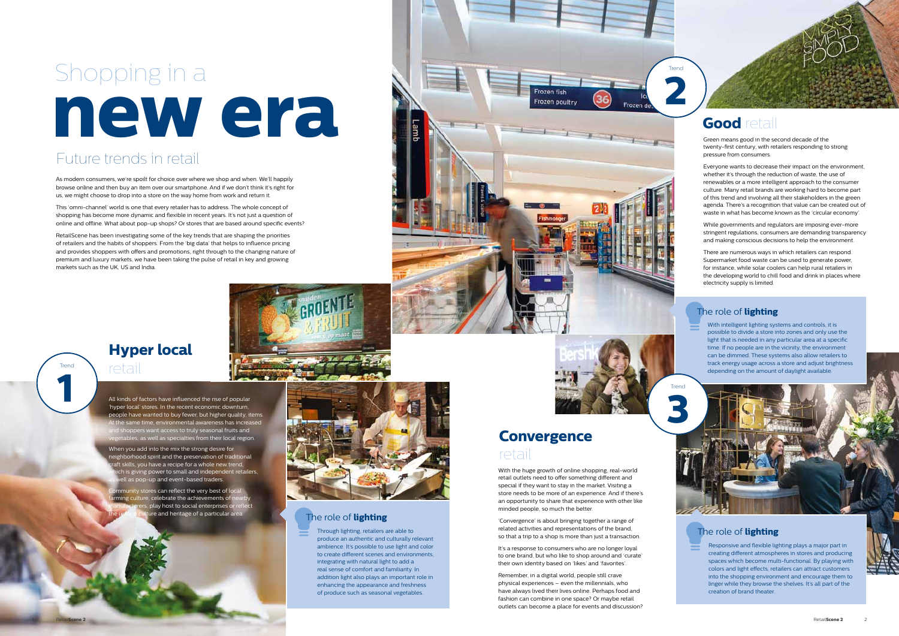# Shopping in a **new era**

## Future trends in retail

As modern consumers, we're spoilt for choice over where we shop and when. We'll happily browse online and then buy an item over our smartphone. And if we don't think it's right for us, we might choose to drop into a store on the way home from work and return it.

This 'omni-channel' world is one that every retailer has to address. The whole concept of shopping has become more dynamic and flexible in recent years. It's not just a question of online and offline. What about pop-up shops? Or stores that are based around specific events?

RetailScene has been investigating some of the key trends that are shaping the priorities of retailers and the habits of shoppers. From the 'big data' that helps to influence pricing and provides shoppers with offers and promotions, right through to the changing nature of premium and luxury markets, we have been taking the pulse of retail in key and growing markets such as the UK, US and India.

Trend 1

## **Hyper local** retail

All kinds of factors have influenced the rise of popular 'hyper local' stores. In the recent economic downturn, people have wanted to buy fewer, but higher quality, items. At the same time, environmental awareness has increased and shoppers want access to truly seasonal fruits and vegetables, as well as specialties from their local region.

When you add into the mix the strong desire for neighborhood spirit and the preservation of traditional craft skills, you have a recipe for a whole new trend, which is giving power to small and independent retailers, as well as pop-up and event-based traders.

Community stores can reflect the very best of local farming culture, celebrate the achievements of nearby manufacturers, play host to social enterprises or reflect the unique culture and heritage of a particular area.

### The role of **lighting**

Through lighting, retailers are able to produce an authentic and culturally relevant ambience. It's possible to use light and color to create different scenes and environments, integrating with natural light to add a real sense of comfort and familiarity. In addition light also plays an important role in enhancing the appearance and freshness of produce such as seasonal vegetables.

Trend 2

## **Good** retail

Green means good in the second decade of the twenty-first century, with retailers responding to strong pressure from consumers.

Everyone wants to decrease their impact on the environment, whether it's through the reduction of waste, the use of renewables or a more intelligent approach to the consumer culture. Many retail brands are working hard to become part of this trend and involving all their stakeholders in the green agenda. There's a recognition that value can be created out of waste in what has become known as the 'circular economy'.

While governments and regulators are imposing ever-more stringent regulations, consumers are demanding transparency and making conscious decisions to help the environment.

There are numerous ways in which retailers can respond. Supermarket food waste can be used to generate power, for instance, while solar coolers can help rural retailers in the developing world to chill food and drink in places where electricity supply is limited.

### The role of **lighting**

With intelligent lighting systems and controls, it is possible to divide a store into zones and only use the light that is needed in any particular area at a specific time. If no people are in the vicinity, the environment can be dimmed. These systems also allow retailers to track energy usage across a store and adjust brightness depending on the amount of daylight available.

Trend 3

## **Convergence** retail

With the huge growth of online shopping, real-world retail outlets need to offer something different and special if they want to stay in the market. Visiting a store needs to be more of an experience. And if there's an opportunity to share that experience with other like minded people, so much the better.

'Convergence' is about bringing together a range of related activities and representations of the brand, so that a trip to a shop is more than just a transaction.

It's a response to consumers who are no longer loyal to one brand, but who like to shop around and 'curate' their own identity based on 'likes' and 'favorites'.

Remember, in a digital world, people still crave physical experiences – even the millennials, who have always lived their lives online. Perhaps food and fashion can combine in one space? Or maybe retail outlets can become a place for events and discussion?

### The role of **lighting**

Responsive and flexible lighting plays a major part in creating different atmospheres in stores and producing spaces which become multi-functional. By playing with colors and light effects, retailers can attract customers into the shopping environment and encourage them to linger while they browse the shelves. It's all part of the creation of brand theater.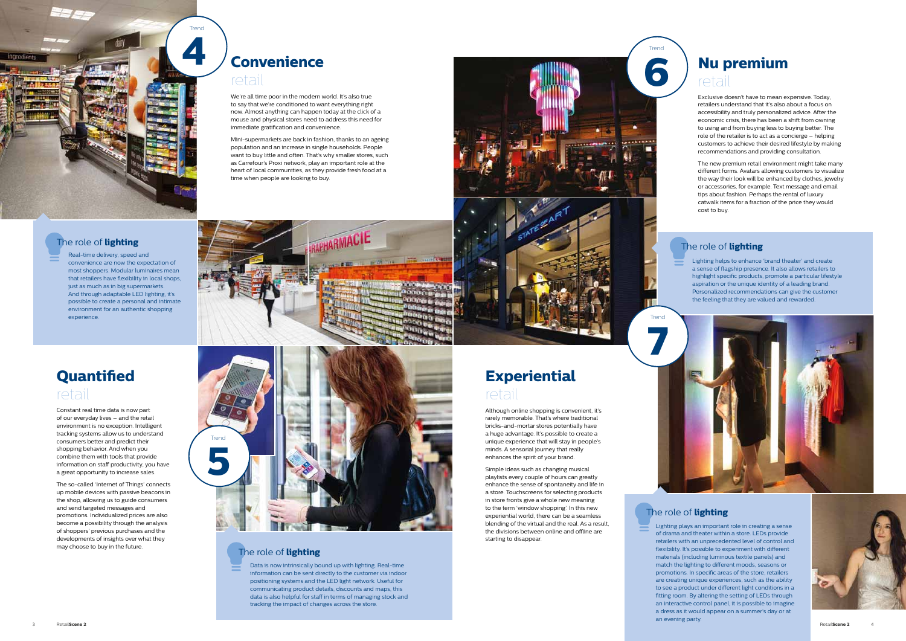Trend

# 4

## Convenience retail

We're all time poor in the modern world. It's also true to say that we're conditioned to want everything right now. Almost anything can happen today at the click of a mouse and physical stores need to address this need for immediate gratification and convenience.

Mini-supermarkets are back in fashion, thanks to an ageing population and an increase in single households. People want to buy little and often. That's why smaller stores, such as Carrefour's Proxi network, play an important role at the heart of local communities, as they provide fresh food at a time when people are looking to buy.

### The role of **lighting**

Real-time delivery, speed and convenience are now the expectation of most shoppers. Modular luminaires mean that retailers have flexibility in local shops, just as much as in big supermarkets. And through adaptable LED lighting, it's possible to create a personal and intimate environment for an authentic shopping experience.

Trend

# 5

## Quantified retail

Constant real time data is now part of our everyday lives – and the retail environment is no exception. Intelligent tracking systems allow us to understand consumers better and predict their shopping behavior. And when you combine them with tools that provide information on staff productivity, you have a great opportunity to increase sales.

The so-called 'Internet of Things' connects up mobile devices with passive beacons in the shop, allowing us to guide consumers and send targeted messages and promotions. Individualized prices are also become a possibility through the analysis of shoppers' previous purchases and the developments of insights over what they may choose to buy in the future.

### The role of **lighting**

Data is now intrinsically bound up with lighting. Real-time information can be sent directly to the customer via indoor positioning systems and the LED light network. Useful for communicating product details, discounts and maps, this data is also helpful for staff in terms of managing stock and tracking the impact of changes across the store.

Trend

# 6

## Nu premium retail

Exclusive doesn't have to mean expensive. Today, retailers understand that it's also about a focus on accessibility and truly personalized advice. After the economic crisis, there has been a shift from owning to using and from buying less to buying better. The role of the retailer is to act as a concierge – helping customers to achieve their desired lifestyle by making recommendations and providing consultation.

The new premium retail environment might take many different forms. Avatars allowing customers to visualize the way their look will be enhanced by clothes, jewelry or accessories, for example. Text message and email tips about fashion. Perhaps the rental of luxury catwalk items for a fraction of the price they would cost to buy.

### The role of **lighting**

Lighting helps to enhance 'brand theater' and create a sense of flagship presence. It also allows retailers to highlight specific products, promote a particular lifestyle aspiration or the unique identity of a leading brand. Personalized recommendations can give the customer the feeling that they are valued and rewarded.

Trend

# 7

## Experiential retail

Although online shopping is convenient, it's rarely memorable. That's where traditional bricks-and-mortar stores potentially have a huge advantage. It's possible to create a unique experience that will stay in people's minds. A sensorial journey that really enhances the spirit of your brand.

Simple ideas such as changing musical playlists every couple of hours can greatly enhance the sense of spontaneity and life in a store. Touchscreens for selecting products in store fronts give a whole new meaning to the term 'window shopping'. In this new experiential world, there can be a seamless blending of the virtual and the real. As a result, the divisions between online and offline are starting to disappear.

### The role of **lighting**

Lighting plays an important role in creating a sense of drama and theater within a store. LEDs provide retailers with an unprecedented level of control and flexibility. It's possible to experiment with different materials (including luminous textile panels) and match the lighting to different moods, seasons or promotions. In specific areas of the store, retailers are creating unique experiences, such as the ability to see a product under different light conditions in a fitting room. By altering the setting of LEDs through an interactive control panel, it is possible to imagine a dress as it would appear on a summer's day or at an evening party.